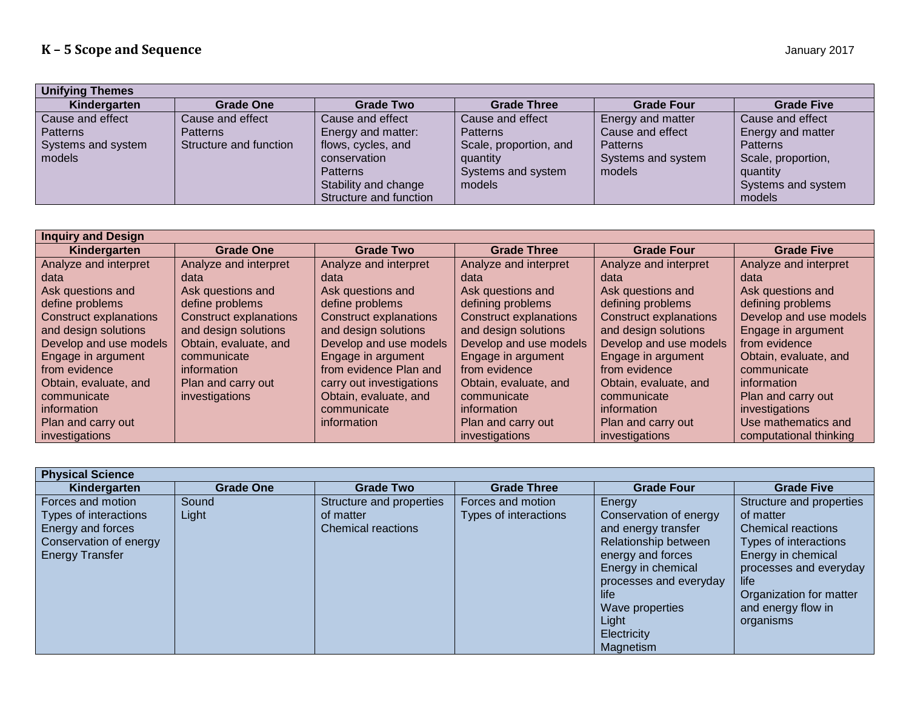# K – 5 Scope and Sequence

January 2017

| Unifying Themes | | | | | |
|---|---|---|---|---|---|
| **Kindergarten** | **Grade One** | **Grade Two** | **Grade Three** | **Grade Four** | **Grade Five** |
| Cause and effect<br>Patterns<br>Systems and system models | Cause and effect<br>Patterns<br>Structure and function | Cause and effect<br>Energy and matter: flows, cycles, and conservation<br>Patterns<br>Stability and change<br>Structure and function | Cause and effect<br>Patterns<br>Scale, proportion, and quantity<br>Systems and system models | Energy and matter<br>Cause and effect<br>Patterns<br>Systems and system models | Cause and effect<br>Energy and matter<br>Patterns<br>Scale, proportion, quantity<br>Systems and system models |

| Inquiry and Design | | | | | |
|---|---|---|---|---|---|
| **Kindergarten** | **Grade One** | **Grade Two** | **Grade Three** | **Grade Four** | **Grade Five** |
| Analyze and interpret data<br>Ask questions and define problems<br>Construct explanations and design solutions<br>Develop and use models<br>Engage in argument from evidence<br>Obtain, evaluate, and communicate information<br>Plan and carry out investigations | Analyze and interpret data<br>Ask questions and define problems<br>Construct explanations and design solutions<br>Obtain, evaluate, and communicate information<br>Plan and carry out investigations | Analyze and interpret data<br>Ask questions and define problems<br>Construct explanations and design solutions<br>Develop and use models<br>Engage in argument from evidence Plan and carry out investigations<br>Obtain, evaluate, and communicate information | Analyze and interpret data<br>Ask questions and defining problems<br>Construct explanations and design solutions<br>Develop and use models<br>Engage in argument from evidence<br>Obtain, evaluate, and communicate information<br>Plan and carry out investigations | Analyze and interpret data<br>Ask questions and defining problems<br>Construct explanations and design solutions<br>Develop and use models<br>Engage in argument from evidence<br>Obtain, evaluate, and communicate information<br>Plan and carry out investigations | Analyze and interpret data<br>Ask questions and defining problems<br>Develop and use models<br>Engage in argument from evidence<br>Obtain, evaluate, and communicate information<br>Plan and carry out investigations<br>Use mathematics and computational thinking |

| Physical Science | | | | | |
|---|---|---|---|---|---|
| **Kindergarten** | **Grade One** | **Grade Two** | **Grade Three** | **Grade Four** | **Grade Five** |
| Forces and motion<br>Types of interactions<br>Energy and forces<br>Conservation of energy<br>Energy Transfer | Sound<br>Light | Structure and properties of matter<br>Chemical reactions | Forces and motion<br>Types of interactions | Energy<br>Conservation of energy and energy transfer<br>Relationship between energy and forces<br>Energy in chemical processes and everyday life<br>Wave properties<br>Light<br>Electricity<br>Magnetism | Structure and properties of matter<br>Chemical reactions<br>Types of interactions<br>Energy in chemical processes and everyday life<br>Organization for matter and energy flow in organisms |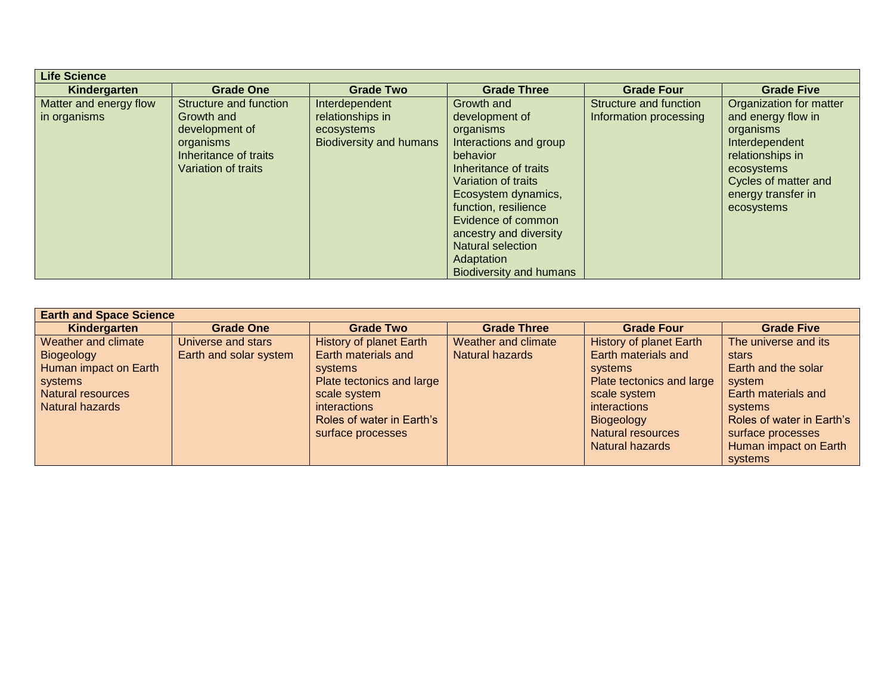| Life Science | | | | | |
| --- | --- | --- | --- | --- | --- |
| **Kindergarten** | **Grade One** | **Grade Two** | **Grade Three** | **Grade Four** | **Grade Five** |
| Matter and energy flow in organisms | Structure and function<br>Growth and development of organisms<br>Inheritance of traits<br>Variation of traits | Interdependent relationships in ecosystems<br>Biodiversity and humans | Growth and development of organisms<br>Interactions and group behavior<br>Inheritance of traits<br>Variation of traits<br>Ecosystem dynamics, function, resilience<br>Evidence of common ancestry and diversity<br>Natural selection<br>Adaptation<br>Biodiversity and humans | Structure and function<br>Information processing | Organization for matter and energy flow in organisms<br>Interdependent relationships in ecosystems<br>Cycles of matter and energy transfer in ecosystems |

| Earth and Space Science | | | | | |
| --- | --- | --- | --- | --- | --- |
| **Kindergarten** | **Grade One** | **Grade Two** | **Grade Three** | **Grade Four** | **Grade Five** |
| Weather and climate<br>Biogeology<br>Human impact on Earth systems<br>Natural resources<br>Natural hazards | Universe and stars<br>Earth and solar system | History of planet Earth<br>Earth materials and systems<br>Plate tectonics and large scale system interactions<br>Roles of water in Earth's surface processes | Weather and climate<br>Natural hazards | History of planet Earth<br>Earth materials and systems<br>Plate tectonics and large scale system interactions<br>Biogeology<br>Natural resources<br>Natural hazards | The universe and its stars<br>Earth and the solar system<br>Earth materials and systems<br>Roles of water in Earth's surface processes<br>Human impact on Earth systems |